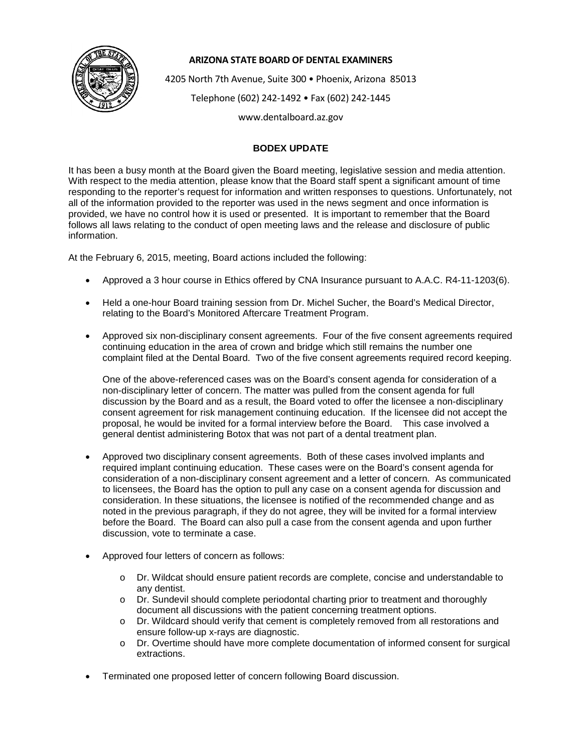**ARIZONA STATE BOARD OF DENTAL EXAMINERS**

4205 North 7th Avenue, Suite 300 • Phoenix, Arizona 85013

Telephone (602) 242-1492 • Fax (602) 242-1445

www.dentalboard.az.gov

## BODEX UPDATE

It has been a busy month at the Board given the Board meeting, legislative session and media attention. With respect to the media attention, please know that the Board staff spent a significant amount of time responding to the reporter's request for information and written responses to questions. Unfortunately, not all of the information provided to the reporter was used in the news segment and once information is provided, we have no control how it is used or presented. It is important to remember that the Board follows all laws relating to the conduct of open meeting laws and the release and disclosure of public information.

At the February 6, 2015, meeting, Board actions included the following:

- Approved a 3 hour course in Ethics offered by CNA Insurance pursuant to A.A.C. R4-11-1203(6).

- Held a one-hour Board training session from Dr. Michel Sucher, the Board's Medical Director, relating to the Board's Monitored Aftercare Treatment Program.

- Approved six non-disciplinary consent agreements. Four of the five consent agreements required continuing education in the area of crown and bridge which still remains the number one complaint filed at the Dental Board. Two of the five consent agreements required record keeping.

  One of the above-referenced cases was on the Board's consent agenda for consideration of a non-disciplinary letter of concern. The matter was pulled from the consent agenda for full discussion by the Board and as a result, the Board voted to offer the licensee a non-disciplinary consent agreement for risk management continuing education. If the licensee did not accept the proposal, he would be invited for a formal interview before the Board. This case involved a general dentist administering Botox that was not part of a dental treatment plan.

- Approved two disciplinary consent agreements. Both of these cases involved implants and required implant continuing education. These cases were on the Board's consent agenda for consideration of a non-disciplinary consent agreement and a letter of concern. As communicated to licensees, the Board has the option to pull any case on a consent agenda for discussion and consideration. In these situations, the licensee is notified of the recommended change and as noted in the previous paragraph, if they do not agree, they will be invited for a formal interview before the Board. The Board can also pull a case from the consent agenda and upon further discussion, vote to terminate a case.

- Approved four letters of concern as follows:
  - Dr. Wildcat should ensure patient records are complete, concise and understandable to any dentist.
  - Dr. Sundevil should complete periodontal charting prior to treatment and thoroughly document all discussions with the patient concerning treatment options.
  - Dr. Wildcard should verify that cement is completely removed from all restorations and ensure follow-up x-rays are diagnostic.
  - Dr. Overtime should have more complete documentation of informed consent for surgical extractions.

- Terminated one proposed letter of concern following Board discussion.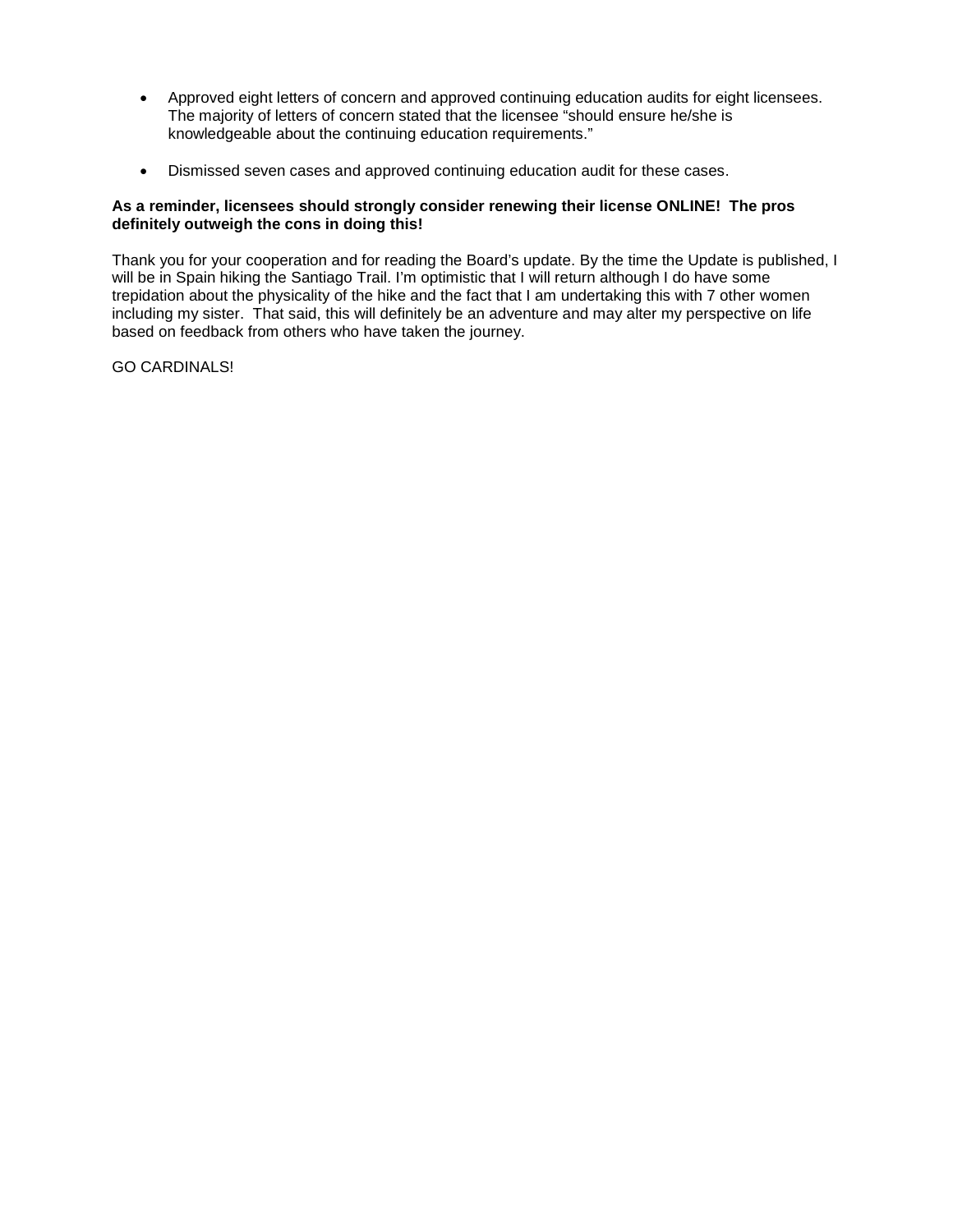- Approved eight letters of concern and approved continuing education audits for eight licensees. The majority of letters of concern stated that the licensee "should ensure he/she is knowledgeable about the continuing education requirements."

- Dismissed seven cases and approved continuing education audit for these cases.

**As a reminder, licensees should strongly consider renewing their license ONLINE! The pros definitely outweigh the cons in doing this!**

Thank you for your cooperation and for reading the Board's update. By the time the Update is published, I will be in Spain hiking the Santiago Trail. I'm optimistic that I will return although I do have some trepidation about the physicality of the hike and the fact that I am undertaking this with 7 other women including my sister. That said, this will definitely be an adventure and may alter my perspective on life based on feedback from others who have taken the journey.

GO CARDINALS!